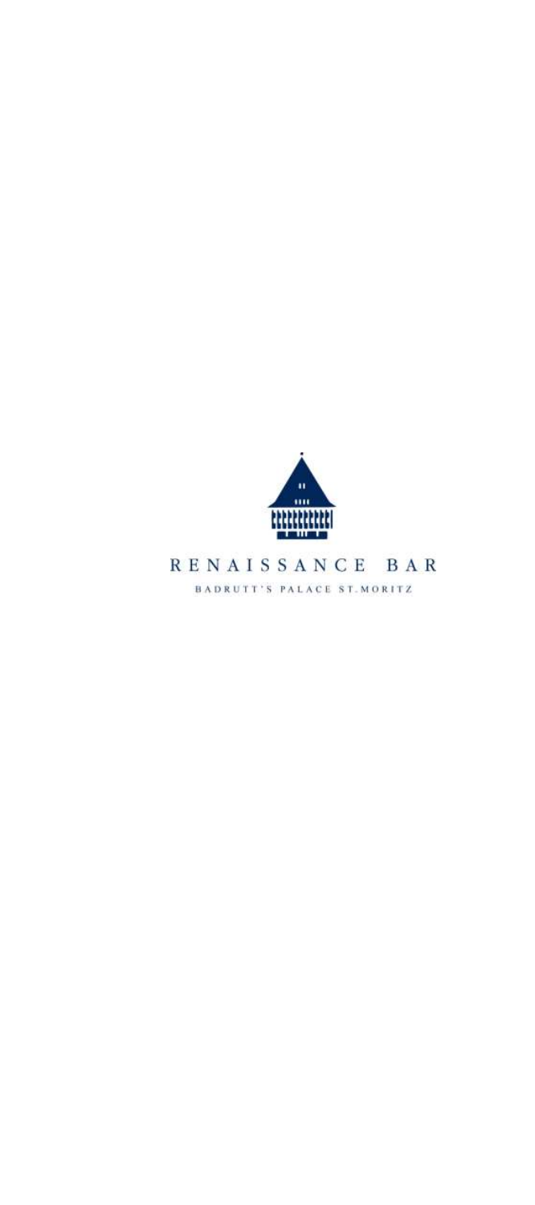# RENAISSANCE BAR

BADRUTT'S PALACE ST.MORITZ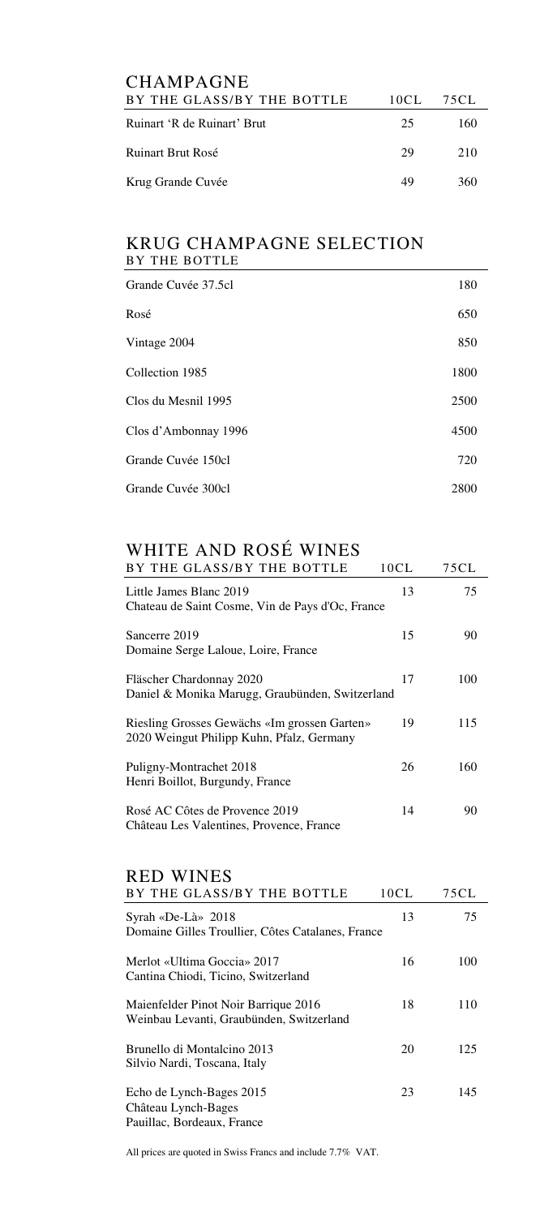## CHAMPAGNE

| BY THE GLASS/BY THE BOTTLE | 10CL | 75CL |
|---|---|---|
| Ruinart 'R de Ruinart' Brut | 25 | 160 |
| Ruinart Brut Rosé | 29 | 210 |
| Krug Grande Cuvée | 49 | 360 |

## KRUG CHAMPAGNE SELECTION

| BY THE BOTTLE | |
|---|---|
| Grande Cuvée 37.5cl | 180 |
| Rosé | 650 |
| Vintage 2004 | 850 |
| Collection 1985 | 1800 |
| Clos du Mesnil 1995 | 2500 |
| Clos d'Ambonnay 1996 | 4500 |
| Grande Cuvée 150cl | 720 |
| Grande Cuvée 300cl | 2800 |

## WHITE AND ROSÉ WINES

| BY THE GLASS/BY THE BOTTLE | 10CL | 75CL |
|---|---|---|
| Little James Blanc 2019<br>Chateau de Saint Cosme, Vin de Pays d'Oc, France | 13 | 75 |
| Sancerre 2019<br>Domaine Serge Laloue, Loire, France | 15 | 90 |
| Fläscher Chardonnay 2020<br>Daniel & Monika Marugg, Graubünden, Switzerland | 17 | 100 |
| Riesling Grosses Gewächs «Im grossen Garten»<br>2020 Weingut Philipp Kuhn, Pfalz, Germany | 19 | 115 |
| Puligny-Montrachet 2018<br>Henri Boillot, Burgundy, France | 26 | 160 |
| Rosé AC Côtes de Provence 2019<br>Château Les Valentines, Provence, France | 14 | 90 |

## RED WINES

| BY THE GLASS/BY THE BOTTLE | 10CL | 75CL |
|---|---|---|
| Syrah «De-Là» 2018<br>Domaine Gilles Troullier, Côtes Catalanes, France | 13 | 75 |
| Merlot «Ultima Goccia» 2017<br>Cantina Chiodi, Ticino, Switzerland | 16 | 100 |
| Maienfelder Pinot Noir Barrique 2016<br>Weinbau Levanti, Graubünden, Switzerland | 18 | 110 |
| Brunello di Montalcino 2013<br>Silvio Nardi, Toscana, Italy | 20 | 125 |
| Echo de Lynch-Bages 2015<br>Château Lynch-Bages<br>Pauillac, Bordeaux, France | 23 | 145 |

All prices are quoted in Swiss Francs and include 7.7% VAT.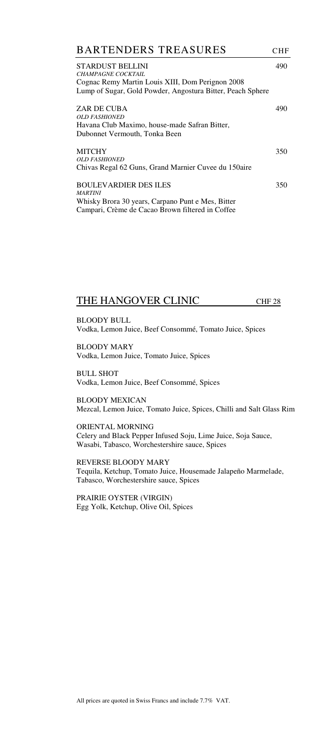## BARTENDERS TREASURES

CHF

**STARDUST BELLINI** 490
*CHAMPAGNE COCKTAIL*
Cognac Remy Martin Louis XIII, Dom Perignon 2008
Lump of Sugar, Gold Powder, Angostura Bitter, Peach Sphere

**ZAR DE CUBA** 490
*OLD FASHIONED*
Havana Club Maximo, house-made Safran Bitter,
Dubonnet Vermouth, Tonka Been

**MITCHY** 350
*OLD FASHIONED*
Chivas Regal 62 Guns, Grand Marnier Cuvee du 150aire

**BOULEVARDIER DES ILES** 350
*MARTINI*
Whisky Brora 30 years, Carpano Punt e Mes, Bitter
Campari, Crème de Cacao Brown filtered in Coffee

## THE HANGOVER CLINIC

CHF 28

**BLOODY BULL**
Vodka, Lemon Juice, Beef Consommé, Tomato Juice, Spices

**BLOODY MARY**
Vodka, Lemon Juice, Tomato Juice, Spices

**BULL SHOT**
Vodka, Lemon Juice, Beef Consommé, Spices

**BLOODY MEXICAN**
Mezcal, Lemon Juice, Tomato Juice, Spices, Chilli and Salt Glass Rim

**ORIENTAL MORNING**
Celery and Black Pepper Infused Soju, Lime Juice, Soja Sauce,
Wasabi, Tabasco, Worchestershire sauce, Spices

**REVERSE BLOODY MARY**
Tequila, Ketchup, Tomato Juice, Housemade Jalapeño Marmelade,
Tabasco, Worchestershire sauce, Spices

**PRAIRIE OYSTER (VIRGIN)**
Egg Yolk, Ketchup, Olive Oil, Spices

All prices are quoted in Swiss Francs and include 7.7% VAT.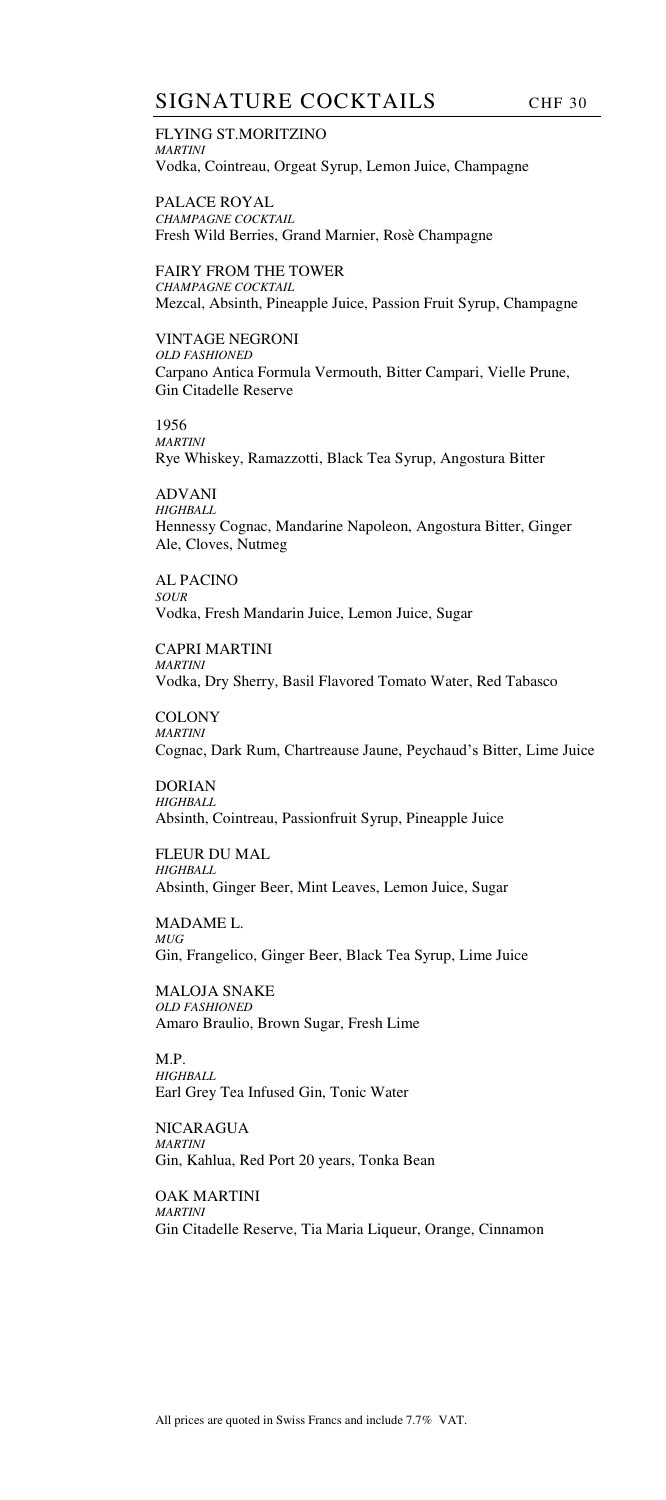## SIGNATURE COCKTAILS CHF 30

FLYING ST.MORITZINO
*MARTINI*
Vodka, Cointreau, Orgeat Syrup, Lemon Juice, Champagne

PALACE ROYAL
*CHAMPAGNE COCKTAIL*
Fresh Wild Berries, Grand Marnier, Rosè Champagne

FAIRY FROM THE TOWER
*CHAMPAGNE COCKTAIL*
Mezcal, Absinth, Pineapple Juice, Passion Fruit Syrup, Champagne

VINTAGE NEGRONI
*OLD FASHIONED*
Carpano Antica Formula Vermouth, Bitter Campari, Vielle Prune, Gin Citadelle Reserve

1956
*MARTINI*
Rye Whiskey, Ramazzotti, Black Tea Syrup, Angostura Bitter

ADVANI
*HIGHBALL*
Hennessy Cognac, Mandarine Napoleon, Angostura Bitter, Ginger Ale, Cloves, Nutmeg

AL PACINO
*SOUR*
Vodka, Fresh Mandarin Juice, Lemon Juice, Sugar

CAPRI MARTINI
*MARTINI*
Vodka, Dry Sherry, Basil Flavored Tomato Water, Red Tabasco

COLONY
*MARTINI*
Cognac, Dark Rum, Chartreause Jaune, Peychaud's Bitter, Lime Juice

DORIAN
*HIGHBALL*
Absinth, Cointreau, Passionfruit Syrup, Pineapple Juice

FLEUR DU MAL
*HIGHBALL*
Absinth, Ginger Beer, Mint Leaves, Lemon Juice, Sugar

MADAME L.
*MUG*
Gin, Frangelico, Ginger Beer, Black Tea Syrup, Lime Juice

MALOJA SNAKE
*OLD FASHIONED*
Amaro Braulio, Brown Sugar, Fresh Lime

M.P.
*HIGHBALL*
Earl Grey Tea Infused Gin, Tonic Water

NICARAGUA
*MARTINI*
Gin, Kahlua, Red Port 20 years, Tonka Bean

OAK MARTINI
*MARTINI*
Gin Citadelle Reserve, Tia Maria Liqueur, Orange, Cinnamon

All prices are quoted in Swiss Francs and include 7.7% VAT.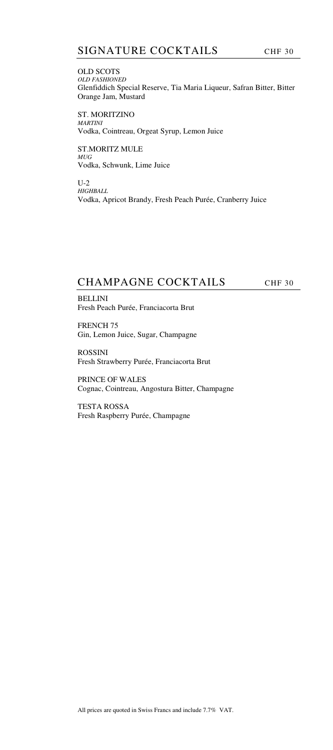## SIGNATURE COCKTAILS CHF 30

**OLD SCOTS**
*OLD FASHIONED*
Glenfiddich Special Reserve, Tia Maria Liqueur, Safran Bitter, Bitter Orange Jam, Mustard

**ST. MORITZINO**
*MARTINI*
Vodka, Cointreau, Orgeat Syrup, Lemon Juice

**ST.MORITZ MULE**
*MUG*
Vodka, Schwunk, Lime Juice

**U-2**
*HIGHBALL*
Vodka, Apricot Brandy, Fresh Peach Purée, Cranberry Juice

## CHAMPAGNE COCKTAILS CHF 30

**BELLINI**
Fresh Peach Purée, Franciacorta Brut

**FRENCH 75**
Gin, Lemon Juice, Sugar, Champagne

**ROSSINI**
Fresh Strawberry Purée, Franciacorta Brut

**PRINCE OF WALES**
Cognac, Cointreau, Angostura Bitter, Champagne

**TESTA ROSSA**
Fresh Raspberry Purée, Champagne

All prices are quoted in Swiss Francs and include 7.7% VAT.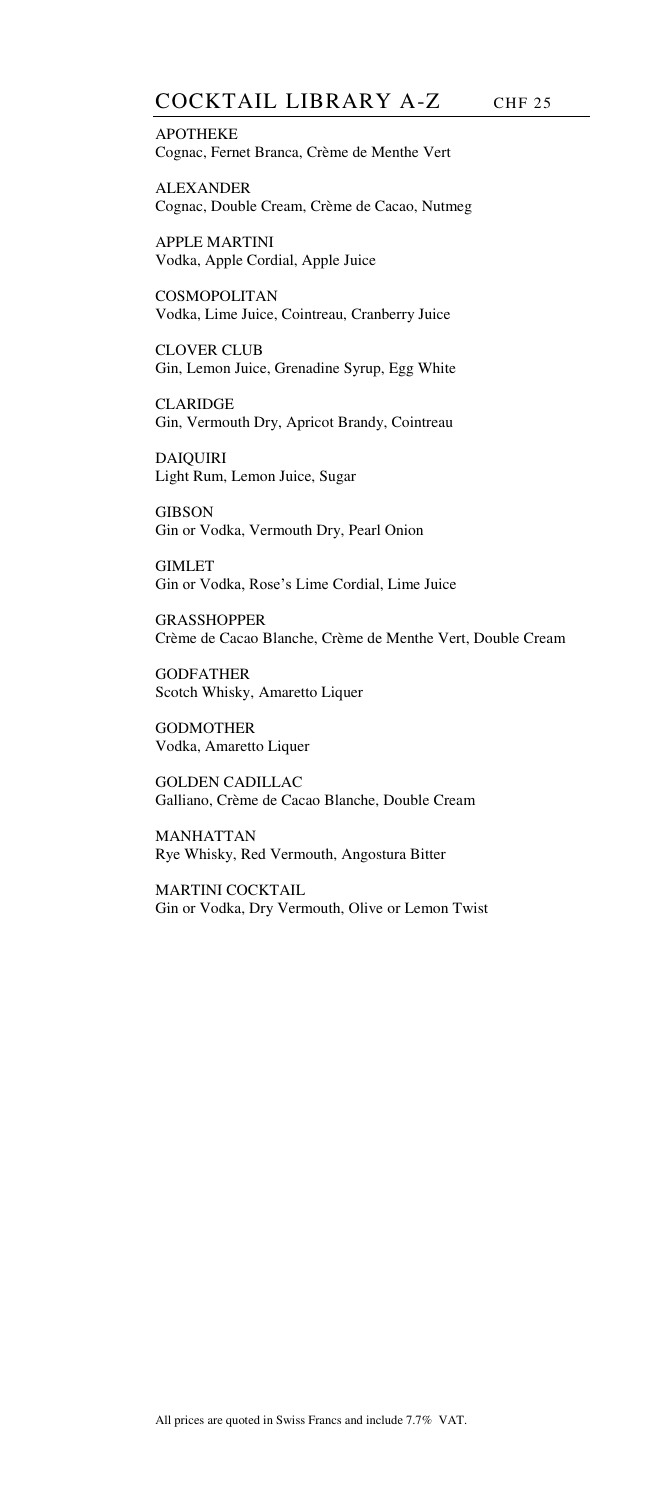## COCKTAIL LIBRARY A-Z CHF 25

APOTHEKE
Cognac, Fernet Branca, Crème de Menthe Vert

ALEXANDER
Cognac, Double Cream, Crème de Cacao, Nutmeg

APPLE MARTINI
Vodka, Apple Cordial, Apple Juice

COSMOPOLITAN
Vodka, Lime Juice, Cointreau, Cranberry Juice

CLOVER CLUB
Gin, Lemon Juice, Grenadine Syrup, Egg White

CLARIDGE
Gin, Vermouth Dry, Apricot Brandy, Cointreau

DAIQUIRI
Light Rum, Lemon Juice, Sugar

GIBSON
Gin or Vodka, Vermouth Dry, Pearl Onion

GIMLET
Gin or Vodka, Rose's Lime Cordial, Lime Juice

GRASSHOPPER
Crème de Cacao Blanche, Crème de Menthe Vert, Double Cream

GODFATHER
Scotch Whisky, Amaretto Liquer

GODMOTHER
Vodka, Amaretto Liquer

GOLDEN CADILLAC
Galliano, Crème de Cacao Blanche, Double Cream

MANHATTAN
Rye Whisky, Red Vermouth, Angostura Bitter

MARTINI COCKTAIL
Gin or Vodka, Dry Vermouth, Olive or Lemon Twist

All prices are quoted in Swiss Francs and include 7.7% VAT.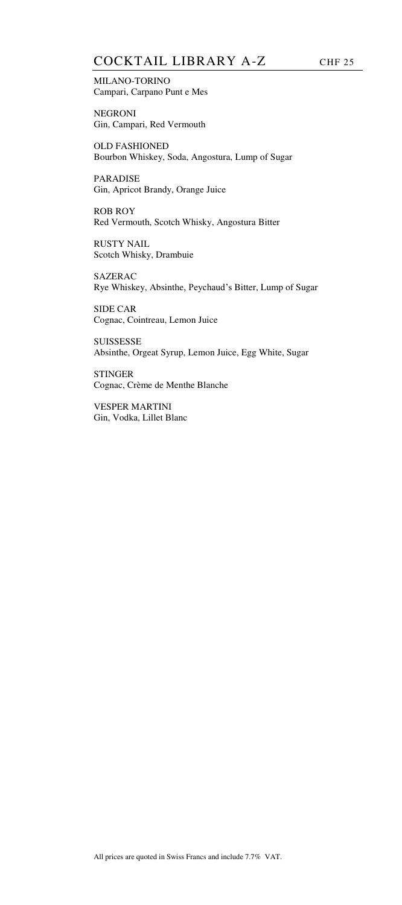## COCKTAIL LIBRARY A-Z CHF 25

MILANO-TORINO
Campari, Carpano Punt e Mes

NEGRONI
Gin, Campari, Red Vermouth

OLD FASHIONED
Bourbon Whiskey, Soda, Angostura, Lump of Sugar

PARADISE
Gin, Apricot Brandy, Orange Juice

ROB ROY
Red Vermouth, Scotch Whisky, Angostura Bitter

RUSTY NAIL
Scotch Whisky, Drambuie

SAZERAC
Rye Whiskey, Absinthe, Peychaud's Bitter, Lump of Sugar

SIDE CAR
Cognac, Cointreau, Lemon Juice

SUISSESSE
Absinthe, Orgeat Syrup, Lemon Juice, Egg White, Sugar

STINGER
Cognac, Crème de Menthe Blanche

VESPER MARTINI
Gin, Vodka, Lillet Blanc

All prices are quoted in Swiss Francs and include 7.7% VAT.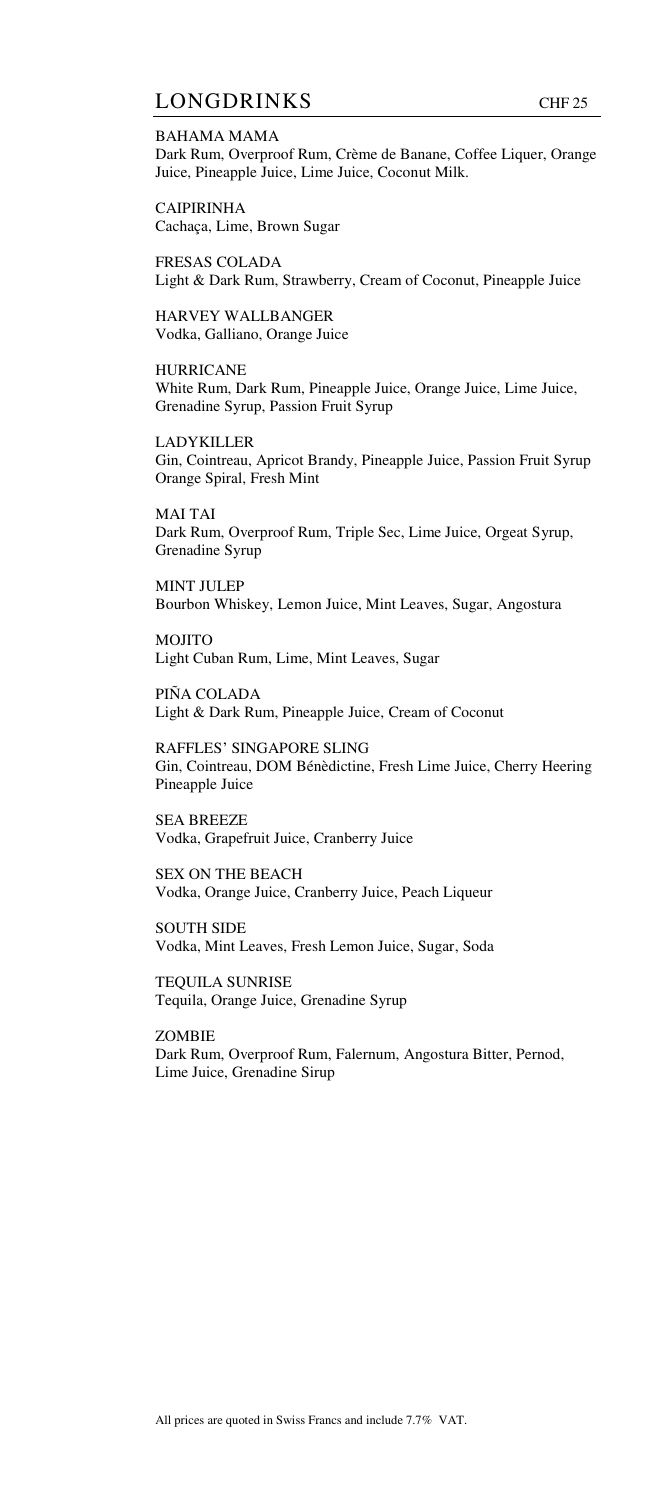# LONGDRINKS CHF 25

BAHAMA MAMA
Dark Rum, Overproof Rum, Crème de Banane, Coffee Liquer, Orange Juice, Pineapple Juice, Lime Juice, Coconut Milk.

CAIPIRINHA
Cachaça, Lime, Brown Sugar

FRESAS COLADA
Light & Dark Rum, Strawberry, Cream of Coconut, Pineapple Juice

HARVEY WALLBANGER
Vodka, Galliano, Orange Juice

HURRICANE
White Rum, Dark Rum, Pineapple Juice, Orange Juice, Lime Juice, Grenadine Syrup, Passion Fruit Syrup

LADYKILLER
Gin, Cointreau, Apricot Brandy, Pineapple Juice, Passion Fruit Syrup Orange Spiral, Fresh Mint

MAI TAI
Dark Rum, Overproof Rum, Triple Sec, Lime Juice, Orgeat Syrup, Grenadine Syrup

MINT JULEP
Bourbon Whiskey, Lemon Juice, Mint Leaves, Sugar, Angostura

MOJITO
Light Cuban Rum, Lime, Mint Leaves, Sugar

PIÑA COLADA
Light & Dark Rum, Pineapple Juice, Cream of Coconut

RAFFLES' SINGAPORE SLING
Gin, Cointreau, DOM Bénèdictine, Fresh Lime Juice, Cherry Heering Pineapple Juice

SEA BREEZE
Vodka, Grapefruit Juice, Cranberry Juice

SEX ON THE BEACH
Vodka, Orange Juice, Cranberry Juice, Peach Liqueur

SOUTH SIDE
Vodka, Mint Leaves, Fresh Lemon Juice, Sugar, Soda

TEQUILA SUNRISE
Tequila, Orange Juice, Grenadine Syrup

ZOMBIE
Dark Rum, Overproof Rum, Falernum, Angostura Bitter, Pernod, Lime Juice, Grenadine Sirup

All prices are quoted in Swiss Francs and include 7.7% VAT.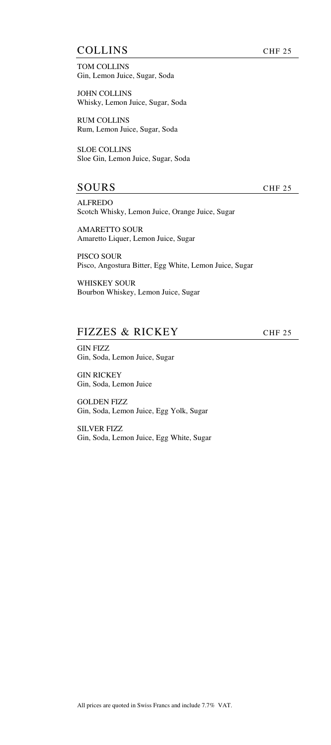## COLLINS CHF 25

TOM COLLINS
Gin, Lemon Juice, Sugar, Soda

JOHN COLLINS
Whisky, Lemon Juice, Sugar, Soda

RUM COLLINS
Rum, Lemon Juice, Sugar, Soda

SLOE COLLINS
Sloe Gin, Lemon Juice, Sugar, Soda

## SOURS CHF 25

ALFREDO
Scotch Whisky, Lemon Juice, Orange Juice, Sugar

AMARETTO SOUR
Amaretto Liquer, Lemon Juice, Sugar

PISCO SOUR
Pisco, Angostura Bitter, Egg White, Lemon Juice, Sugar

WHISKEY SOUR
Bourbon Whiskey, Lemon Juice, Sugar

## FIZZES & RICKEY CHF 25

GIN FIZZ
Gin, Soda, Lemon Juice, Sugar

GIN RICKEY
Gin, Soda, Lemon Juice

GOLDEN FIZZ
Gin, Soda, Lemon Juice, Egg Yolk, Sugar

SILVER FIZZ
Gin, Soda, Lemon Juice, Egg White, Sugar

All prices are quoted in Swiss Francs and include 7.7% VAT.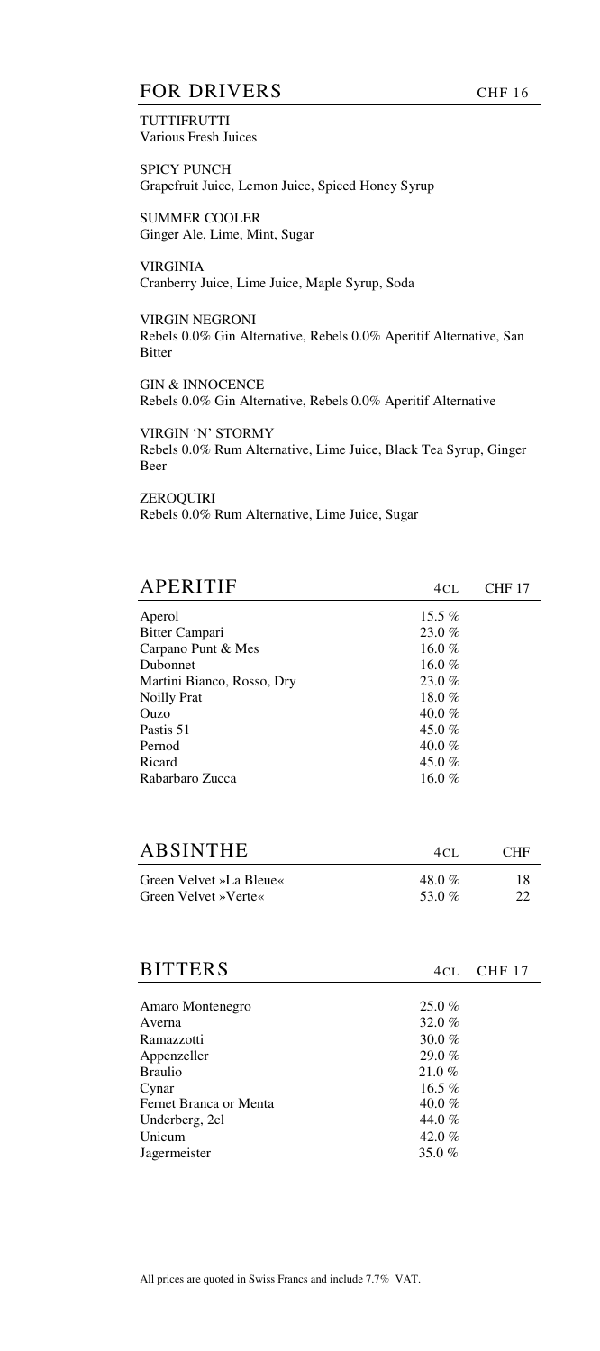## FOR DRIVERS — CHF 16

**TUTTIFRUTTI**
Various Fresh Juices

**SPICY PUNCH**
Grapefruit Juice, Lemon Juice, Spiced Honey Syrup

**SUMMER COOLER**
Ginger Ale, Lime, Mint, Sugar

**VIRGINIA**
Cranberry Juice, Lime Juice, Maple Syrup, Soda

**VIRGIN NEGRONI**
Rebels 0.0% Gin Alternative, Rebels 0.0% Aperitif Alternative, San Bitter

**GIN & INNOCENCE**
Rebels 0.0% Gin Alternative, Rebels 0.0% Aperitif Alternative

**VIRGIN 'N' STORMY**
Rebels 0.0% Rum Alternative, Lime Juice, Black Tea Syrup, Ginger Beer

**ZEROQUIRI**
Rebels 0.0% Rum Alternative, Lime Juice, Sugar

## APERITIF

| APERITIF | 4CL | CHF 17 |
|---|---|---|
| Aperol | 15.5 % | |
| Bitter Campari | 23.0 % | |
| Carpano Punt & Mes | 16.0 % | |
| Dubonnet | 16.0 % | |
| Martini Bianco, Rosso, Dry | 23.0 % | |
| Noilly Prat | 18.0 % | |
| Ouzo | 40.0 % | |
| Pastis 51 | 45.0 % | |
| Pernod | 40.0 % | |
| Ricard | 45.0 % | |
| Rabarbaro Zucca | 16.0 % | |

## ABSINTHE

| ABSINTHE | 4CL | CHF |
|---|---|---|
| Green Velvet »La Bleue« | 48.0 % | 18 |
| Green Velvet »Verte« | 53.0 % | 22 |

## BITTERS

| BITTERS | 4CL | CHF 17 |
|---|---|---|
| Amaro Montenegro | 25.0 % | |
| Averna | 32.0 % | |
| Ramazzotti | 30.0 % | |
| Appenzeller | 29.0 % | |
| Braulio | 21.0 % | |
| Cynar | 16.5 % | |
| Fernet Branca or Menta | 40.0 % | |
| Underberg, 2cl | 44.0 % | |
| Unicum | 42.0 % | |
| Jagermeister | 35.0 % | |

All prices are quoted in Swiss Francs and include 7.7% VAT.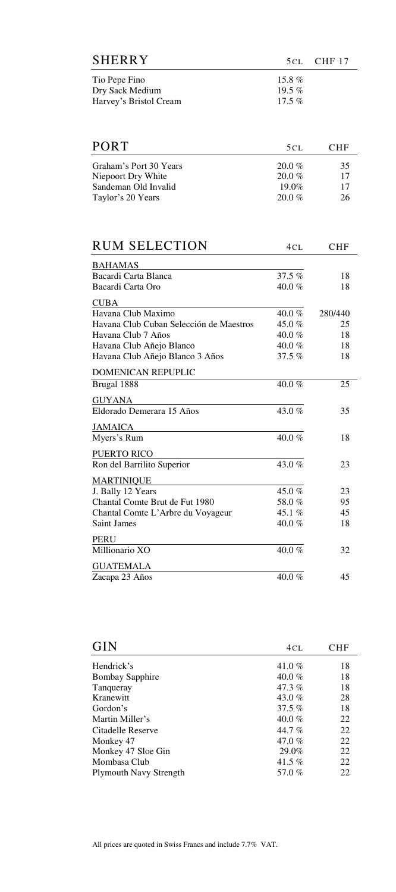## SHERRY

| | 5CL | CHF 17 |
|---|---|---|
| Tio Pepe Fino | 15.8 % | |
| Dry Sack Medium | 19.5 % | |
| Harvey's Bristol Cream | 17.5 % | |

## PORT

| | 5CL | CHF |
|---|---|---|
| Graham's Port 30 Years | 20.0 % | 35 |
| Niepoort Dry White | 20.0 % | 17 |
| Sandeman Old Invalid | 19.0% | 17 |
| Taylor's 20 Years | 20.0 % | 26 |

## RUM SELECTION

| | 4CL | CHF |
|---|---|---|
| **BAHAMAS** | | |
| Bacardi Carta Blanca | 37.5 % | 18 |
| Bacardi Carta Oro | 40.0 % | 18 |
| **CUBA** | | |
| Havana Club Maximo | 40.0 % | 280/440 |
| Havana Club Cuban Selección de Maestros | 45.0 % | 25 |
| Havana Club 7 Años | 40.0 % | 18 |
| Havana Club Añejo Blanco | 40.0 % | 18 |
| Havana Club Añejo Blanco 3 Años | 37.5 % | 18 |
| **DOMENICAN REPUPLIC** | | |
| Brugal 1888 | 40.0 % | 25 |
| **GUYANA** | | |
| Eldorado Demerara 15 Años | 43.0 % | 35 |
| **JAMAICA** | | |
| Myers's Rum | 40.0 % | 18 |
| **PUERTO RICO** | | |
| Ron del Barrilito Superior | 43.0 % | 23 |
| **MARTINIQUE** | | |
| J. Bally 12 Years | 45.0 % | 23 |
| Chantal Comte Brut de Fut 1980 | 58.0 % | 95 |
| Chantal Comte L'Arbre du Voyageur | 45.1 % | 45 |
| Saint James | 40.0 % | 18 |
| **PERU** | | |
| Millionario XO | 40.0 % | 32 |
| **GUATEMALA** | | |
| Zacapa 23 Años | 40.0 % | 45 |

## GIN

| | 4CL | CHF |
|---|---|---|
| Hendrick's | 41.0 % | 18 |
| Bombay Sapphire | 40.0 % | 18 |
| Tanqueray | 47.3 % | 18 |
| Kranewitt | 43.0 % | 28 |
| Gordon's | 37.5 % | 18 |
| Martin Miller's | 40.0 % | 22 |
| Citadelle Reserve | 44.7 % | 22 |
| Monkey 47 | 47.0 % | 22 |
| Monkey 47 Sloe Gin | 29.0% | 22 |
| Mombasa Club | 41.5 % | 22 |
| Plymouth Navy Strength | 57.0 % | 22 |

All prices are quoted in Swiss Francs and include 7.7% VAT.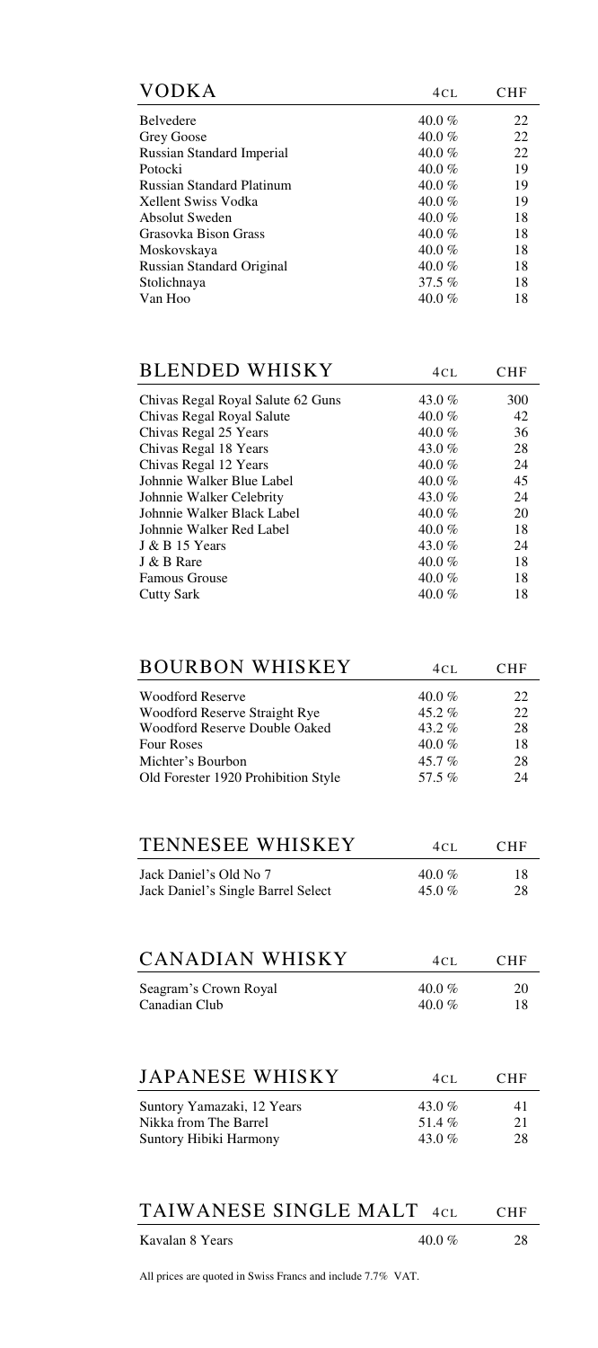| VODKA | 4CL | CHF |
|---|---|---|
| Belvedere | 40.0 % | 22 |
| Grey Goose | 40.0 % | 22 |
| Russian Standard Imperial | 40.0 % | 22 |
| Potocki | 40.0 % | 19 |
| Russian Standard Platinum | 40.0 % | 19 |
| Xellent Swiss Vodka | 40.0 % | 19 |
| Absolut Sweden | 40.0 % | 18 |
| Grasovka Bison Grass | 40.0 % | 18 |
| Moskovskaya | 40.0 % | 18 |
| Russian Standard Original | 40.0 % | 18 |
| Stolichnaya | 37.5 % | 18 |
| Van Hoo | 40.0 % | 18 |

| BLENDED WHISKY | 4CL | CHF |
|---|---|---|
| Chivas Regal Royal Salute 62 Guns | 43.0 % | 300 |
| Chivas Regal Royal Salute | 40.0 % | 42 |
| Chivas Regal 25 Years | 40.0 % | 36 |
| Chivas Regal 18 Years | 43.0 % | 28 |
| Chivas Regal 12 Years | 40.0 % | 24 |
| Johnnie Walker Blue Label | 40.0 % | 45 |
| Johnnie Walker Celebrity | 43.0 % | 24 |
| Johnnie Walker Black Label | 40.0 % | 20 |
| Johnnie Walker Red Label | 40.0 % | 18 |
| J & B 15 Years | 43.0 % | 24 |
| J & B Rare | 40.0 % | 18 |
| Famous Grouse | 40.0 % | 18 |
| Cutty Sark | 40.0 % | 18 |

| BOURBON WHISKEY | 4CL | CHF |
|---|---|---|
| Woodford Reserve | 40.0 % | 22 |
| Woodford Reserve Straight Rye | 45.2 % | 22 |
| Woodford Reserve Double Oaked | 43.2 % | 28 |
| Four Roses | 40.0 % | 18 |
| Michter's Bourbon | 45.7 % | 28 |
| Old Forester 1920 Prohibition Style | 57.5 % | 24 |

| TENNESEE WHISKEY | 4CL | CHF |
|---|---|---|
| Jack Daniel's Old No 7 | 40.0 % | 18 |
| Jack Daniel's Single Barrel Select | 45.0 % | 28 |

| CANADIAN WHISKY | 4CL | CHF |
|---|---|---|
| Seagram's Crown Royal | 40.0 % | 20 |
| Canadian Club | 40.0 % | 18 |

| JAPANESE WHISKY | 4CL | CHF |
|---|---|---|
| Suntory Yamazaki, 12 Years | 43.0 % | 41 |
| Nikka from The Barrel | 51.4 % | 21 |
| Suntory Hibiki Harmony | 43.0 % | 28 |

| TAIWANESE SINGLE MALT | 4CL | CHF |
|---|---|---|
| Kavalan 8 Years | 40.0 % | 28 |

All prices are quoted in Swiss Francs and include 7.7% VAT.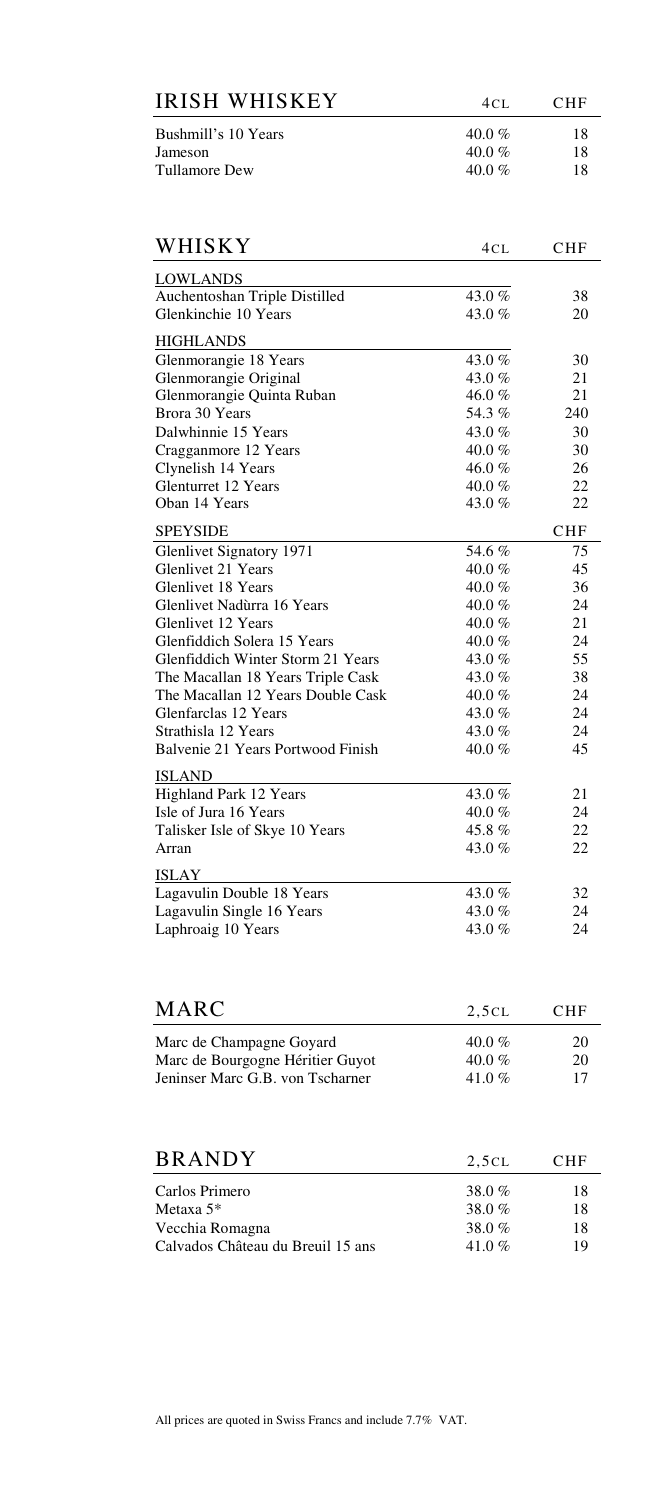## IRISH WHISKEY

| | 4CL | CHF |
|---|---|---|
| Bushmill's 10 Years | 40.0 % | 18 |
| Jameson | 40.0 % | 18 |
| Tullamore Dew | 40.0 % | 18 |

## WHISKY

| | 4CL | CHF |
|---|---|---|
| **LOWLANDS** | | |
| Auchentoshan Triple Distilled | 43.0 % | 38 |
| Glenkinchie 10 Years | 43.0 % | 20 |
| **HIGHLANDS** | | |
| Glenmorangie 18 Years | 43.0 % | 30 |
| Glenmorangie Original | 43.0 % | 21 |
| Glenmorangie Quinta Ruban | 46.0 % | 21 |
| Brora 30 Years | 54.3 % | 240 |
| Dalwhinnie 15 Years | 43.0 % | 30 |
| Cragganmore 12 Years | 40.0 % | 30 |
| Clynelish 14 Years | 46.0 % | 26 |
| Glenturret 12 Years | 40.0 % | 22 |
| Oban 14 Years | 43.0 % | 22 |
| **SPEYSIDE** | | CHF |
| Glenlivet Signatory 1971 | 54.6 % | 75 |
| Glenlivet 21 Years | 40.0 % | 45 |
| Glenlivet 18 Years | 40.0 % | 36 |
| Glenlivet Nadùrra 16 Years | 40.0 % | 24 |
| Glenlivet 12 Years | 40.0 % | 21 |
| Glenfiddich Solera 15 Years | 40.0 % | 24 |
| Glenfiddich Winter Storm 21 Years | 43.0 % | 55 |
| The Macallan 18 Years Triple Cask | 43.0 % | 38 |
| The Macallan 12 Years Double Cask | 40.0 % | 24 |
| Glenfarclas 12 Years | 43.0 % | 24 |
| Strathisla 12 Years | 43.0 % | 24 |
| Balvenie 21 Years Portwood Finish | 40.0 % | 45 |
| **ISLAND** | | |
| Highland Park 12 Years | 43.0 % | 21 |
| Isle of Jura 16 Years | 40.0 % | 24 |
| Talisker Isle of Skye 10 Years | 45.8 % | 22 |
| Arran | 43.0 % | 22 |
| **ISLAY** | | |
| Lagavulin Double 18 Years | 43.0 % | 32 |
| Lagavulin Single 16 Years | 43.0 % | 24 |
| Laphroaig 10 Years | 43.0 % | 24 |

## MARC

| | 2,5CL | CHF |
|---|---|---|
| Marc de Champagne Goyard | 40.0 % | 20 |
| Marc de Bourgogne Héritier Guyot | 40.0 % | 20 |
| Jeninser Marc G.B. von Tscharner | 41.0 % | 17 |

## BRANDY

| | 2,5CL | CHF |
|---|---|---|
| Carlos Primero | 38.0 % | 18 |
| Metaxa 5* | 38.0 % | 18 |
| Vecchia Romagna | 38.0 % | 18 |
| Calvados Château du Breuil 15 ans | 41.0 % | 19 |

All prices are quoted in Swiss Francs and include 7.7% VAT.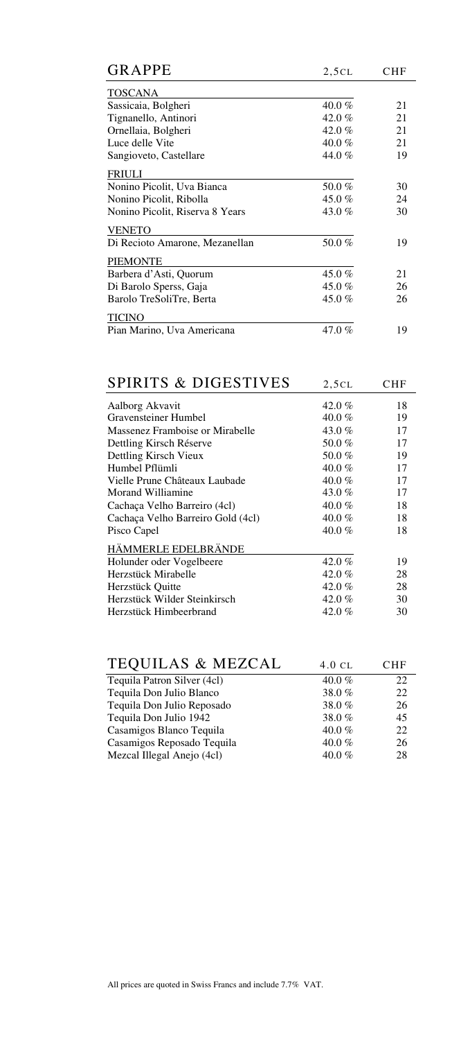## GRAPPE

| GRAPPE | 2,5CL | CHF |
|---|---|---|
| **TOSCANA** | | |
| Sassicaia, Bolgheri | 40.0 % | 21 |
| Tignanello, Antinori | 42.0 % | 21 |
| Ornellaia, Bolgheri | 42.0 % | 21 |
| Luce delle Vite | 40.0 % | 21 |
| Sangioveto, Castellare | 44.0 % | 19 |
| **FRIULI** | | |
| Nonino Picolit, Uva Bianca | 50.0 % | 30 |
| Nonino Picolit, Ribolla | 45.0 % | 24 |
| Nonino Picolit, Riserva 8 Years | 43.0 % | 30 |
| **VENETO** | | |
| Di Recioto Amarone, Mezanellan | 50.0 % | 19 |
| **PIEMONTE** | | |
| Barbera d'Asti, Quorum | 45.0 % | 21 |
| Di Barolo Sperss, Gaja | 45.0 % | 26 |
| Barolo TreSoliTre, Berta | 45.0 % | 26 |
| **TICINO** | | |
| Pian Marino, Uva Americana | 47.0 % | 19 |

## SPIRITS & DIGESTIVES

| SPIRITS & DIGESTIVES | 2,5CL | CHF |
|---|---|---|
| Aalborg Akvavit | 42.0 % | 18 |
| Gravensteiner Humbel | 40.0 % | 19 |
| Massenez Framboise or Mirabelle | 43.0 % | 17 |
| Dettling Kirsch Réserve | 50.0 % | 17 |
| Dettling Kirsch Vieux | 50.0 % | 19 |
| Humbel Pflümli | 40.0 % | 17 |
| Vielle Prune Châteaux Laubade | 40.0 % | 17 |
| Morand Williamine | 43.0 % | 17 |
| Cachaça Velho Barreiro (4cl) | 40.0 % | 18 |
| Cachaça Velho Barreiro Gold (4cl) | 40.0 % | 18 |
| Pisco Capel | 40.0 % | 18 |
| **HÄMMERLE EDELBRÄNDE** | | |
| Holunder oder Vogelbeere | 42.0 % | 19 |
| Herzstück Mirabelle | 42.0 % | 28 |
| Herzstück Quitte | 42.0 % | 28 |
| Herzstück Wilder Steinkirsch | 42.0 % | 30 |
| Herzstück Himbeerbrand | 42.0 % | 30 |

## TEQUILAS & MEZCAL

| TEQUILAS & MEZCAL | 4.0 CL | CHF |
|---|---|---|
| Tequila Patron Silver (4cl) | 40.0 % | 22 |
| Tequila Don Julio Blanco | 38.0 % | 22 |
| Tequila Don Julio Reposado | 38.0 % | 26 |
| Tequila Don Julio 1942 | 38.0 % | 45 |
| Casamigos Blanco Tequila | 40.0 % | 22 |
| Casamigos Reposado Tequila | 40.0 % | 26 |
| Mezcal Illegal Anejo (4cl) | 40.0 % | 28 |

All prices are quoted in Swiss Francs and include 7.7% VAT.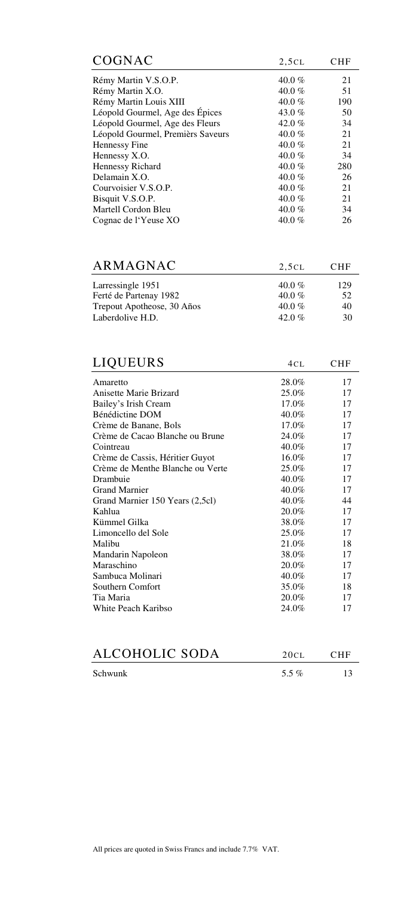## COGNAC

| COGNAC | 2,5CL | CHF |
|---|---|---|
| Rémy Martin V.S.O.P. | 40.0 % | 21 |
| Rémy Martin X.O. | 40.0 % | 51 |
| Rémy Martin Louis XIII | 40.0 % | 190 |
| Léopold Gourmel, Age des Épices | 43.0 % | 50 |
| Léopold Gourmel, Age des Fleurs | 42.0 % | 34 |
| Léopold Gourmel, Premièrs Saveurs | 40.0 % | 21 |
| Hennessy Fine | 40.0 % | 21 |
| Hennessy X.O. | 40.0 % | 34 |
| Hennessy Richard | 40.0 % | 280 |
| Delamain X.O. | 40.0 % | 26 |
| Courvoisier V.S.O.P. | 40.0 % | 21 |
| Bisquit V.S.O.P. | 40.0 % | 21 |
| Martell Cordon Bleu | 40.0 % | 34 |
| Cognac de l'Yeuse XO | 40.0 % | 26 |

## ARMAGNAC

| ARMAGNAC | 2,5CL | CHF |
|---|---|---|
| Larressingle 1951 | 40.0 % | 129 |
| Ferté de Partenay 1982 | 40.0 % | 52 |
| Trepout Apotheose, 30 Años | 40.0 % | 40 |
| Laberdolive H.D. | 42.0 % | 30 |

## LIQUEURS

| LIQUEURS | 4CL | CHF |
|---|---|---|
| Amaretto | 28.0% | 17 |
| Anisette Marie Brizard | 25.0% | 17 |
| Bailey's Irish Cream | 17.0% | 17 |
| Bénédictine DOM | 40.0% | 17 |
| Crème de Banane, Bols | 17.0% | 17 |
| Crème de Cacao Blanche ou Brune | 24.0% | 17 |
| Cointreau | 40.0% | 17 |
| Crème de Cassis, Héritier Guyot | 16.0% | 17 |
| Crème de Menthe Blanche ou Verte | 25.0% | 17 |
| Drambuie | 40.0% | 17 |
| Grand Marnier | 40.0% | 17 |
| Grand Marnier 150 Years (2,5cl) | 40.0% | 44 |
| Kahlua | 20.0% | 17 |
| Kümmel Gilka | 38.0% | 17 |
| Limoncello del Sole | 25.0% | 17 |
| Malibu | 21.0% | 18 |
| Mandarin Napoleon | 38.0% | 17 |
| Maraschino | 20.0% | 17 |
| Sambuca Molinari | 40.0% | 17 |
| Southern Comfort | 35.0% | 18 |
| Tia Maria | 20.0% | 17 |
| White Peach Karibso | 24.0% | 17 |

## ALCOHOLIC SODA

| ALCOHOLIC SODA | 20CL | CHF |
|---|---|---|
| Schwunk | 5.5 % | 13 |

All prices are quoted in Swiss Francs and include 7.7% VAT.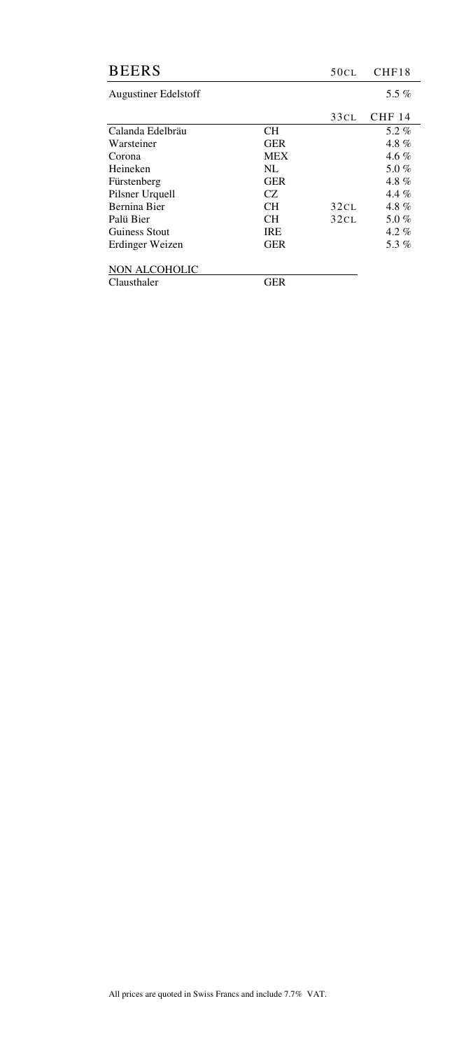## BEERS

| | | 50CL | CHF18 |
|---|---|---|---|
| Augustiner Edelstoff | | | 5.5 % |
| | | 33CL | CHF 14 |
| Calanda Edelbräu | CH | | 5.2 % |
| Warsteiner | GER | | 4.8 % |
| Corona | MEX | | 4.6 % |
| Heineken | NL | | 5.0 % |
| Fürstenberg | GER | | 4.8 % |
| Pilsner Urquell | CZ | | 4.4 % |
| Bernina Bier | CH | 32CL | 4.8 % |
| Palü Bier | CH | 32CL | 5.0 % |
| Guiness Stout | IRE | | 4.2 % |
| Erdinger Weizen | GER | | 5.3 % |

NON ALCOHOLIC

| | |
|---|---|
| Clausthaler | GER |

All prices are quoted in Swiss Francs and include 7.7% VAT.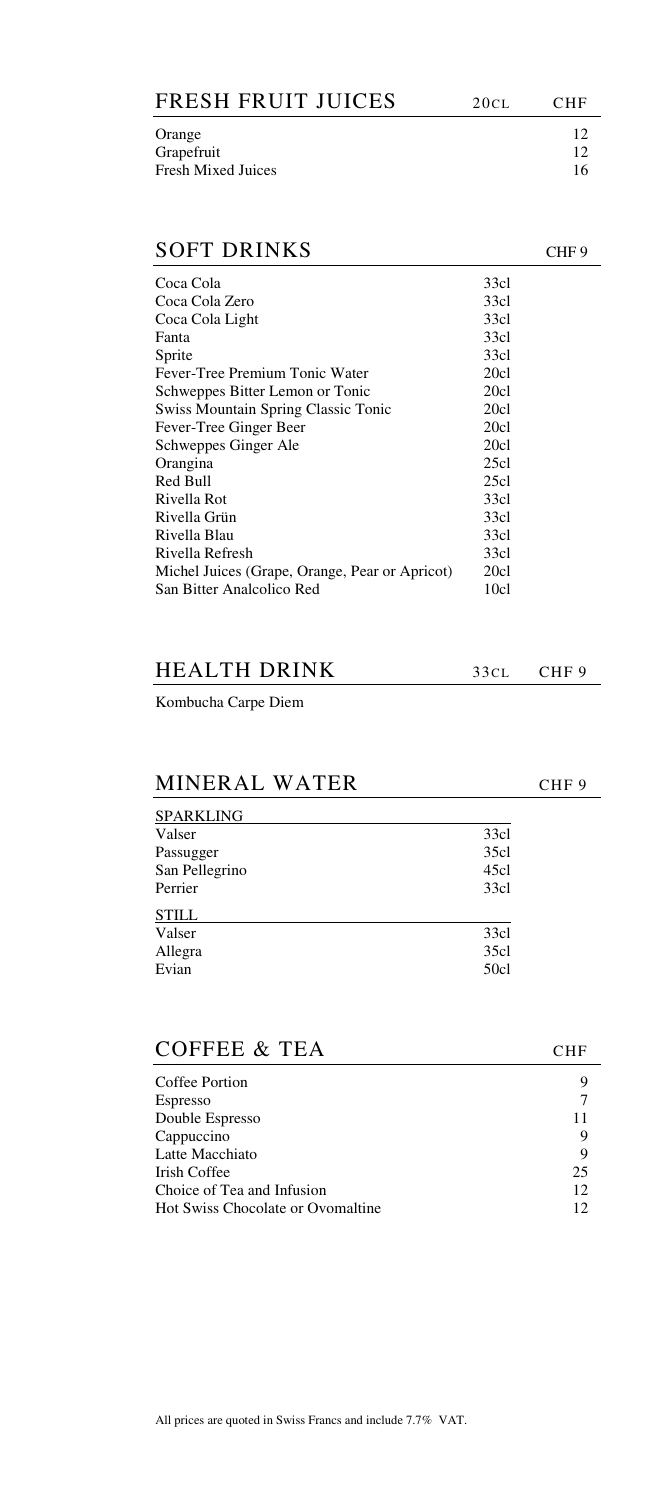## FRESH FRUIT JUICES

| | 20CL CHF |
|---|---|
| Orange | 12 |
| Grapefruit | 12 |
| Fresh Mixed Juices | 16 |

## SOFT DRINKS

CHF 9

| | |
|---|---|
| Coca Cola | 33cl |
| Coca Cola Zero | 33cl |
| Coca Cola Light | 33cl |
| Fanta | 33cl |
| Sprite | 33cl |
| Fever-Tree Premium Tonic Water | 20cl |
| Schweppes Bitter Lemon or Tonic | 20cl |
| Swiss Mountain Spring Classic Tonic | 20cl |
| Fever-Tree Ginger Beer | 20cl |
| Schweppes Ginger Ale | 20cl |
| Orangina | 25cl |
| Red Bull | 25cl |
| Rivella Rot | 33cl |
| Rivella Grün | 33cl |
| Rivella Blau | 33cl |
| Rivella Refresh | 33cl |
| Michel Juices (Grape, Orange, Pear or Apricot) | 20cl |
| San Bitter Analcolico Red | 10cl |

## HEALTH DRINK

33CL CHF 9

Kombucha Carpe Diem

## MINERAL WATER

CHF 9

| SPARKLING | |
|---|---|
| Valser | 33cl |
| Passugger | 35cl |
| San Pellegrino | 45cl |
| Perrier | 33cl |

| STILL | |
|---|---|
| Valser | 33cl |
| Allegra | 35cl |
| Evian | 50cl |

## COFFEE & TEA

| | CHF |
|---|---|
| Coffee Portion | 9 |
| Espresso | 7 |
| Double Espresso | 11 |
| Cappuccino | 9 |
| Latte Macchiato | 9 |
| Irish Coffee | 25 |
| Choice of Tea and Infusion | 12 |
| Hot Swiss Chocolate or Ovomaltine | 12 |

All prices are quoted in Swiss Francs and include 7.7% VAT.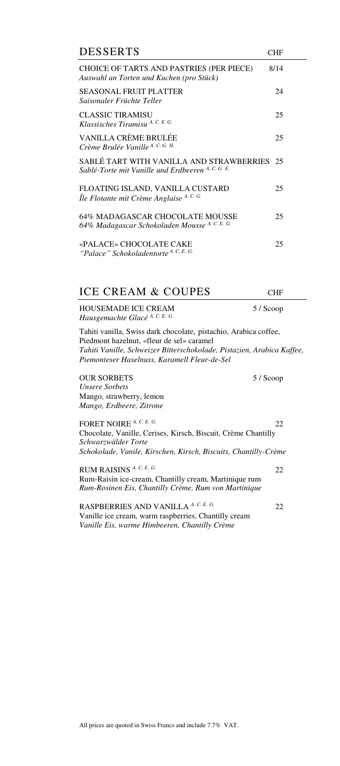## DESSERTS

| | CHF |
|---|---|
| CHOICE OF TARTS AND PASTRIES (PER PIECE)<br>*Auswahl an Torten und Kuchen (pro Stück)* | 8/14 |
| SEASONAL FRUIT PLATTER<br>*Saisonaler Früchte Teller* | 24 |
| CLASSIC TIRAMISU<br>*Klassisches Tiramisu* A. C. E. G. | 25 |
| VANILLA CRÈME BRULÉE<br>*Crème Brulée Vanille* A. C. G. H. | 25 |
| SABLÉ TART WITH VANILLA AND STRAWBERRIES<br>*Sablé-Torte mit Vanille und Erdbeeren* A. C. G. E. | 25 |
| FLOATING ISLAND, VANILLA CUSTARD<br>*Île Flotante mit Crème Anglaise* A. C. G. | 25 |
| 64% MADAGASCAR CHOCOLATE MOUSSE<br>*64% Madagascar Schokoladen Mousse* A. C. E. G. | 25 |
| «PALACE» CHOCOLATE CAKE<br>*"Palace" Schokoladentorte* A. C. E. G. | 25 |

## ICE CREAM & COUPES

| | CHF |
|---|---|
| HOUSEMADE ICE CREAM<br>*Hausgemachte Glacé* A. C. E. G. | 5 / Scoop |

Tahiti vanilla, Swiss dark chocolate, pistachio, Arabica coffee, Piedmont hazelnut, «fleur de sel» caramel
*Tahiti Vanille, Schweizer Bitterschokolade, Pistazien, Arabica Kaffee, Piemonteser Haselnuss, Karamell Fleur-de-Sel*

| | |
|---|---|
| OUR SORBETS<br>*Unsere Sorbets*<br>Mango, strawberry, lemon<br>*Mango, Erdbeere, Zitrone* | 5 / Scoop |
| FORET NOIRE A. C. E. G.<br>Chocolate, Vanille, Cerises, Kirsch, Biscuit, Crème Chantilly<br>*Schwarzwälder Torte*<br>*Schokolade, Vanile, Kirschen, Kirsch, Biscuits, Chantilly-Crème* | 22 |
| RUM RAISINS A. C. E. G.<br>Rum-Raisin ice-cream, Chantilly cream, Martinique rum<br>*Rum-Rosinen Eis, Chantilly Crème, Rum von Martinique* | 22 |
| RASPBERRIES AND VANILLA A. C. E. G.<br>Vanille ice cream, warm raspberries, Chantilly cream<br>*Vanille Eis, warme Himbeeren, Chantilly Crème* | 22 |

All prices are quoted in Swiss Francs and include 7.7% VAT.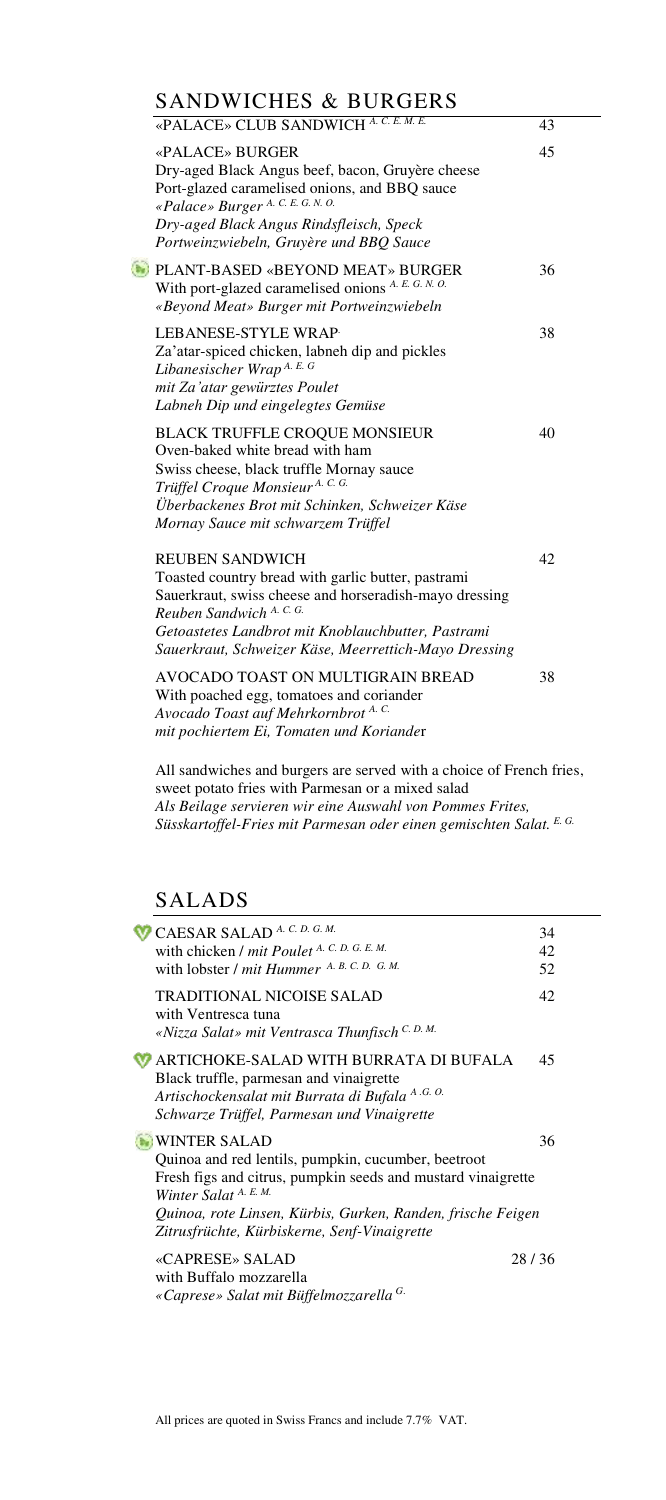## SANDWICHES & BURGERS

«PALACE» CLUB SANDWICH [A. C. E. M. E.] — 43

«PALACE» BURGER — 45
Dry-aged Black Angus beef, bacon, Gruyère cheese
Port-glazed caramelised onions, and BBQ sauce
*«Palace» Burger* [A. C. E. G. N. O.]
*Dry-aged Black Angus Rindsfleisch, Speck*
*Portweinzwiebeln, Gruyère und BBQ Sauce*

PLANT-BASED «BEYOND MEAT» BURGER — 36
With port-glazed caramelised onions [A. E. G. N. O.]
*«Beyond Meat» Burger mit Portweinzwiebeln*

LEBANESE-STYLE WRAP — 38
Za'atar-spiced chicken, labneh dip and pickles
*Libanesischer Wrap* [A. E. G]
*mit Za'atar gewürztes Poulet*
*Labneh Dip und eingelegtes Gemüse*

BLACK TRUFFLE CROQUE MONSIEUR — 40
Oven-baked white bread with ham
Swiss cheese, black truffle Mornay sauce
*Trüffel Croque Monsieur* [A. C. G.]
*Überbackenes Brot mit Schinken, Schweizer Käse*
*Mornay Sauce mit schwarzem Trüffel*

REUBEN SANDWICH — 42
Toasted country bread with garlic butter, pastrami
Sauerkraut, swiss cheese and horseradish-mayo dressing
*Reuben Sandwich* [A. C. G.]
*Getoastetes Landbrot mit Knoblauchbutter, Pastrami*
*Sauerkraut, Schweizer Käse, Meerrettich-Mayo Dressing*

AVOCADO TOAST ON MULTIGRAIN BREAD — 38
With poached egg, tomatoes and coriander
*Avocado Toast auf Mehrkornbrot* [A. C.]
*mit pochiertem Ei, Tomaten und Koriander*

All sandwiches and burgers are served with a choice of French fries, sweet potato fries with Parmesan or a mixed salad
*Als Beilage servieren wir eine Auswahl von Pommes Frites, Süsskartoffel-Fries mit Parmesan oder einen gemischten Salat.* [E. G.]

## SALADS

CAESAR SALAD [A. C. D. G. M.] — 34
with chicken / *mit Poulet* [A. C. D. G. E. M.] — 42
with lobster / *mit Hummer* [A. B. C. D. G. M.] — 52

TRADITIONAL NICOISE SALAD — 42
with Ventresca tuna
*«Nizza Salat» mit Ventrasca Thunfisch* [C. D. M.]

ARTICHOKE-SALAD WITH BURRATA DI BUFALA — 45
Black truffle, parmesan and vinaigrette
*Artischockensalat mit Burrata di Bufala* [A. G. O.]
*Schwarze Trüffel, Parmesan und Vinaigrette*

WINTER SALAD — 36
Quinoa and red lentils, pumpkin, cucumber, beetroot
Fresh figs and citrus, pumpkin seeds and mustard vinaigrette
*Winter Salat* [A. E. M.]
*Quinoa, rote Linsen, Kürbis, Gurken, Randen, frische Feigen*
*Zitrusfrüchte, Kürbiskerne, Senf-Vinaigrette*

«CAPRESE» SALAD — 28 / 36
with Buffalo mozzarella
*«Caprese» Salat mit Büffelmozzarella* [G.]

All prices are quoted in Swiss Francs and include 7.7% VAT.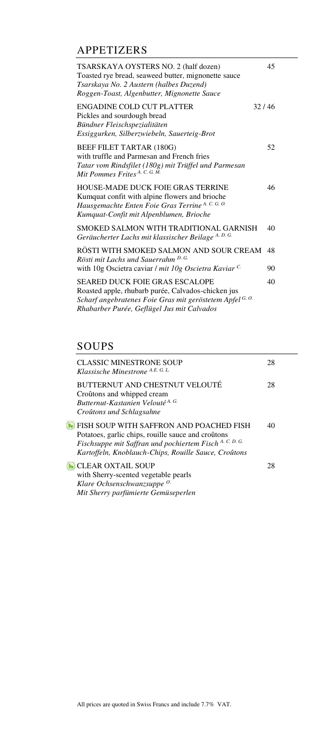## APPETIZERS

| | |
|---|---|
| TSARSKAYA OYSTERS NO. 2 (half dozen)<br>Toasted rye bread, seaweed butter, mignonette sauce<br>*Tsarskaya No. 2 Austern (halbes Duzend)*<br>*Roggen-Toast, Algenbutter, Mignonette Sauce* | 45 |
| ENGADINE COLD CUT PLATTER<br>Pickles and sourdough bread<br>*Bündner Fleischspezialitäten*<br>*Essiggurken, Silberzwiebeln, Sauerteig-Brot* | 32 / 46 |
| BEEF FILET TARTAR (180G)<br>with truffle and Parmesan and French fries<br>*Tatar vom Rindsfilet (180g) mit Trüffel und Parmesan*<br>*Mit Pommes Frites* A. C. G. M. | 52 |
| HOUSE-MADE DUCK FOIE GRAS TERRINE<br>Kumquat confit with alpine flowers and brioche<br>*Hausgemachte Enten Foie Gras Terrine* A. C. G. O.<br>*Kumquat-Confit mit Alpenblumen, Brioche* | 46 |
| SMOKED SALMON WITH TRADITIONAL GARNISH<br>*Geräucherter Lachs mit klassischer Beilage* A. D. G. | 40 |
| RÖSTI WITH SMOKED SALMON AND SOUR CREAM<br>*Rösti mit Lachs und Sauerrahm* D. G. | 48 |
| with 10g Oscietra caviar / *mit 10g Oscietra Kaviar* C. | 90 |
| SEARED DUCK FOIE GRAS ESCALOPE<br>Roasted apple, rhubarb purée, Calvados-chicken jus<br>*Scharf angebratenes Foie Gras mit geröstetem Apfel* G. O.<br>*Rhabarber Purée, Geflügel Jus mit Calvados* | 40 |

## SOUPS

| | |
|---|---|
| CLASSIC MINESTRONE SOUP<br>*Klassische Minestrone* A.E. G. L. | 28 |
| BUTTERNUT AND CHESTNUT VELOUTÉ<br>Croûtons and whipped cream<br>*Butternut-Kastanien Velouté* A. G.<br>*Croûtons und Schlagsahne* | 28 |
| FISH SOUP WITH SAFFRON AND POACHED FISH<br>Potatoes, garlic chips, rouille sauce and croûtons<br>*Fischsuppe mit Saffran und pochiertem Fisch* A. C. D. G.<br>*Kartoffeln, Knoblauch-Chips, Rouille Sauce, Croûtons* | 40 |
| CLEAR OXTAIL SOUP<br>with Sherry-scented vegetable pearls<br>*Klare Ochsenschwanzsuppe* O.<br>*Mit Sherry parfümierte Gemüseperlen* | 28 |

All prices are quoted in Swiss Francs and include 7.7% VAT.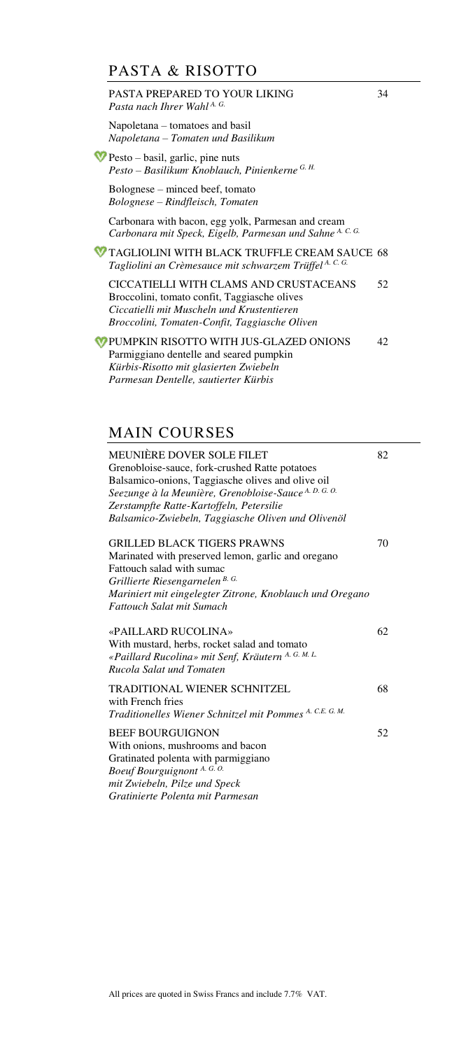## PASTA & RISOTTO

**PASTA PREPARED TO YOUR LIKING** 34
*Pasta nach Ihrer Wahl* [A. G.]

Napoletana – tomatoes and basil
*Napoletana – Tomaten und Basilikum*

Pesto – basil, garlic, pine nuts
*Pesto – Basilikum, Knoblauch, Pinienkerne* [G. H.]

Bolognese – minced beef, tomato
*Bolognese – Rindfleisch, Tomaten*

Carbonara with bacon, egg yolk, Parmesan and cream
*Carbonara mit Speck, Eigelb, Parmesan und Sahne* [A. C. G.]

**TAGLIOLINI WITH BLACK TRUFFLE CREAM SAUCE** 68
*Tagliolini an Crèmesauce mit schwarzem Trüffel* [A. C. G.]

**CICCATIELLI WITH CLAMS AND CRUSTACEANS** 52
Broccolini, tomato confit, Taggiasche olives
*Ciccatielli mit Muscheln und Krustentieren*
*Broccolini, Tomaten-Confit, Taggiasche Oliven*

**PUMPKIN RISOTTO WITH JUS-GLAZED ONIONS** 42
Parmiggiano dentelle and seared pumpkin
*Kürbis-Risotto mit glasierten Zwiebeln*
*Parmesan Dentelle, sautierter Kürbis*

## MAIN COURSES

**MEUNIÈRE DOVER SOLE FILET** 82
Grenobloise-sauce, fork-crushed Ratte potatoes
Balsamico-onions, Taggiasche olives and olive oil
*Seezunge à la Meunière, Grenobloise-Sauce* [A. D. G. O.]
*Zerstampfte Ratte-Kartoffeln, Petersilie*
*Balsamico-Zwiebeln, Taggiasche Oliven und Olivenöl*

**GRILLED BLACK TIGERS PRAWNS** 70
Marinated with preserved lemon, garlic and oregano
Fattouch salad with sumac
*Grillierte Riesengarnelen* [B. G.]
*Mariniert mit eingelegter Zitrone, Knoblauch und Oregano*
*Fattouch Salat mit Sumach*

**«PAILLARD RUCOLINA»** 62
With mustard, herbs, rocket salad and tomato
*«Paillard Rucolina» mit Senf, Kräutern* [A. G. M. L.]
*Rucola Salat und Tomaten*

**TRADITIONAL WIENER SCHNITZEL** 68
with French fries
*Traditionelles Wiener Schnitzel mit Pommes* [A. C.E. G. M.]

**BEEF BOURGUIGNON** 52
With onions, mushrooms and bacon
Gratinated polenta with parmiggiano
*Boeuf Bourguignont* [A. G. O.]
*mit Zwiebeln, Pilze und Speck*
*Gratinierte Polenta mit Parmesan*

All prices are quoted in Swiss Francs and include 7.7% VAT.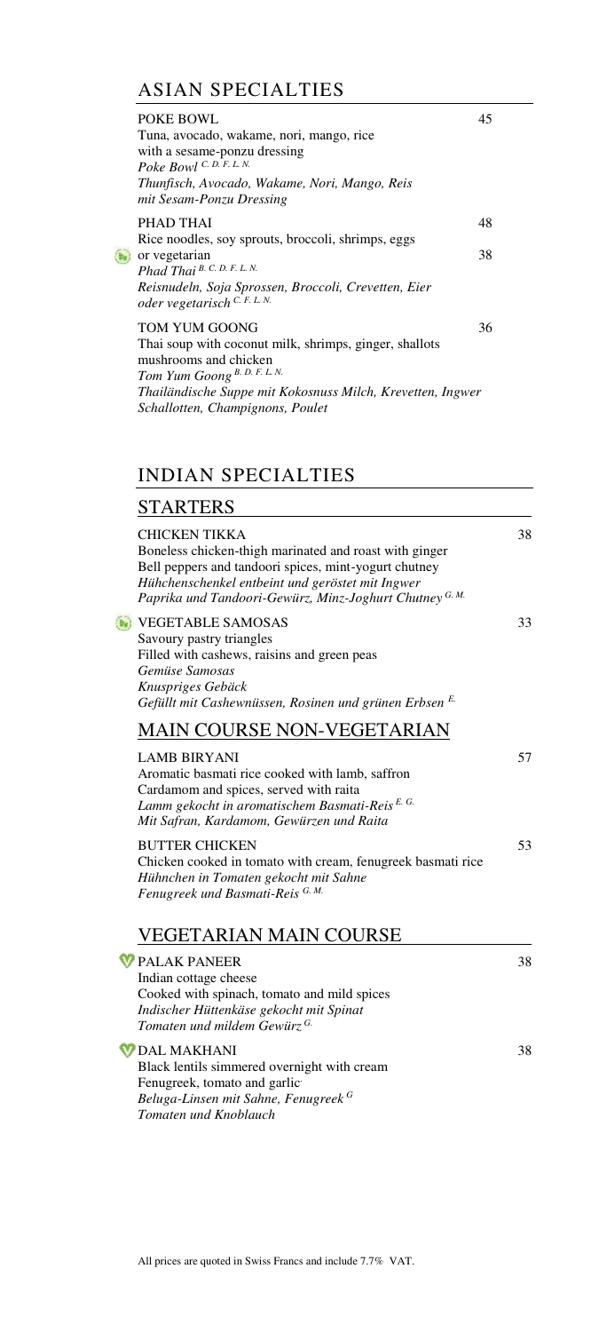## ASIAN SPECIALTIES

**POKE BOWL** 45
Tuna, avocado, wakame, nori, mango, rice
with a sesame-ponzu dressing
*Poke Bowl* [C. D. F. L. N.]
*Thunfisch, Avocado, Wakame, Nori, Mango, Reis*
*mit Sesam-Ponzu Dressing*

**PHAD THAI** 48
Rice noodles, soy sprouts, broccoli, shrimps, eggs
or vegetarian 38
*Phad Thai* [B. C. D. F. L. N.]
*Reisnudeln, Soja Sprossen, Broccoli, Crevetten, Eier*
*oder vegetarisch* [C. F. L. N.]

**TOM YUM GOONG** 36
Thai soup with coconut milk, shrimps, ginger, shallots
mushrooms and chicken
*Tom Yum Goong* [B. D. F. L. N.]
*Thailändische Suppe mit Kokosnuss Milch, Krevetten, Ingwer*
*Schallotten, Champignons, Poulet*

## INDIAN SPECIALTIES

### STARTERS

**CHICKEN TIKKA** 38
Boneless chicken-thigh marinated and roast with ginger
Bell peppers and tandoori spices, mint-yogurt chutney
*Hühchenschenkel entbeint und geröstet mit Ingwer*
*Paprika und Tandoori-Gewürz, Minz-Joghurt Chutney* [G. M.]

**VEGETABLE SAMOSAS** 33
Savoury pastry triangles
Filled with cashews, raisins and green peas
*Gemüse Samosas*
*Knuspriges Gebäck*
*Gefüllt mit Cashewnüssen, Rosinen und grünen Erbsen* [E.]

### MAIN COURSE NON-VEGETARIAN

**LAMB BIRYANI** 57
Aromatic basmati rice cooked with lamb, saffron
Cardamom and spices, served with raita
*Lamm gekocht in aromatischem Basmati-Reis* [E. G.]
*Mit Safran, Kardamom, Gewürzen und Raita*

**BUTTER CHICKEN** 53
Chicken cooked in tomato with cream, fenugreek basmati rice
*Hühnchen in Tomaten gekocht mit Sahne*
*Fenugreek und Basmati-Reis* [G. M.]

### VEGETARIAN MAIN COURSE

**PALAK PANEER** 38
Indian cottage cheese
Cooked with spinach, tomato and mild spices
*Indischer Hüttenkäse gekocht mit Spinat*
*Tomaten und mildem Gewürz* [G.]

**DAL MAKHANI** 38
Black lentils simmered overnight with cream
Fenugreek, tomato and garlic
*Beluga-Linsen mit Sahne, Fenugreek* [G]
*Tomaten und Knoblauch*

All prices are quoted in Swiss Francs and include 7.7% VAT.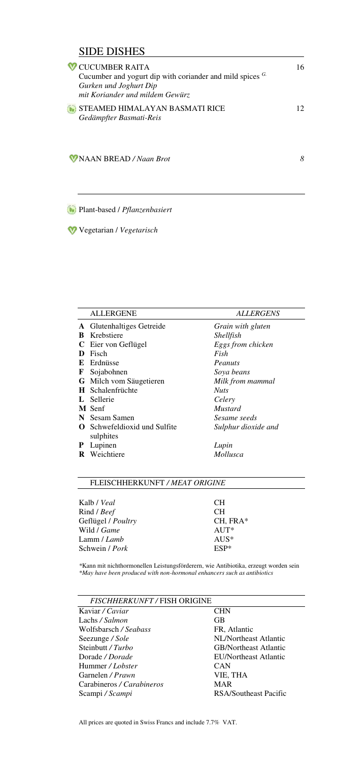## SIDE DISHES

CUCUMBER RAITA — 16
Cucumber and yogurt dip with coriander and mild spices [G.]
*Gurken und Joghurt Dip*
*mit Koriander und mildem Gewürz*

STEAMED HIMALAYAN BASMATI RICE — 12
*Gedämpfter Basmati-Reis*

NAAN BREAD / *Naan Brot* — *8*

---

Plant-based / *Pflanzenbasiert*

Vegetarian / *Vegetarisch*

| | ALLERGENE | *ALLERGENS* |
|---|---|---|
| **A** | Glutenhaltiges Getreide | *Grain with gluten* |
| **B** | Krebstiere | *Shellfish* |
| **C** | Eier von Geflügel | *Eggs from chicken* |
| **D** | Fisch | *Fish* |
| **E** | Erdnüsse | *Peanuts* |
| **F** | Sojabohnen | *Soya beans* |
| **G** | Milch vom Säugetieren | *Milk from mammal* |
| **H** | Schalenfrüchte | *Nuts* |
| **L** | Sellerie | *Celery* |
| **M** | Senf | *Mustard* |
| **N** | Sesam Samen | *Sesame seeds* |
| **O** | Schwefeldioxid und Sulfite sulphites | *Sulphur dioxide and* |
| **P** | Lupinen | *Lupin* |
| **R** | Weichtiere | *Mollusca* |

| FLEISCHHERKUNFT / *MEAT ORIGINE* | |
|---|---|
| Kalb / *Veal* | CH |
| Rind / *Beef* | CH |
| Geflügel / *Poultry* | CH, FRA* |
| Wild / *Game* | AUT* |
| Lamm / *Lamb* | AUS* |
| Schwein / *Pork* | ESP* |

*Kann mit nichthormonellen Leistungsförderern, wie Antibiotika, erzeugt worden sein
*\*May have been produced with non-hormonal enhancers such as antibiotics*

| *FISCHHERKUNFT /* FISH ORIGINE | |
|---|---|
| Kaviar / *Caviar* | CHN |
| Lachs / *Salmon* | GB |
| Wolfsbarsch / *Seabass* | FR, Atlantic |
| Seezunge / *Sole* | NL/Northeast Atlantic |
| Steinbutt / *Turbo* | GB/Northeast Atlantic |
| Dorade / *Dorade* | EU/Northeast Atlantic |
| Hummer / *Lobster* | CAN |
| Garnelen / *Prawn* | VIE, THA |
| Carabineros / *Carabineros* | MAR |
| Scampi / *Scampi* | RSA/Southeast Pacific |

All prices are quoted in Swiss Francs and include 7.7% VAT.